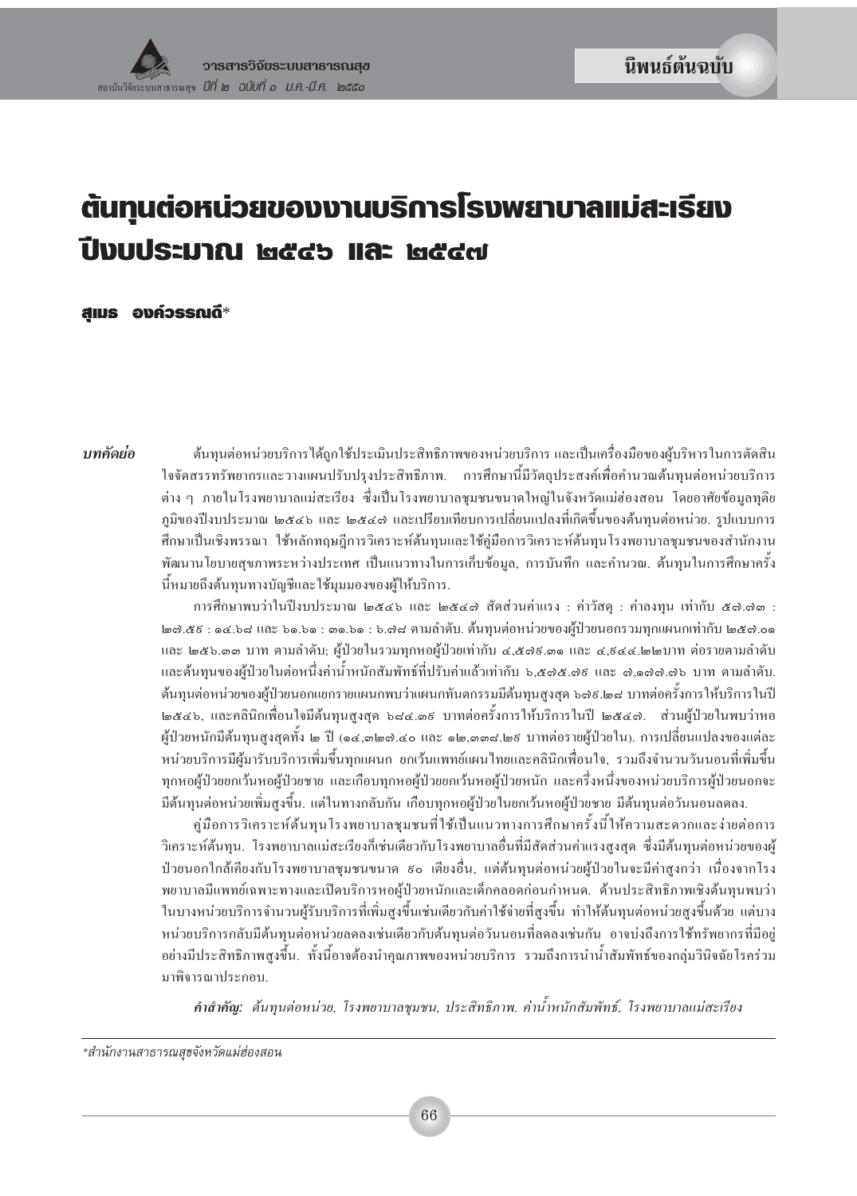นิพนธ์ต้นฉบับ

# ต้นทุนต่อหน่วยของงานบริการโรงพยาบาลแม่สะเรียง ปีงบประมาณ ๒๕๔๖ และ ๒๕๔๗

**สุเมธ องค์วรรณดี***

***บทคัดย่อ***

ต้นทุนต่อหน่วยบริการได้ถูกใช้ประเมินประสิทธิภาพของหน่วยบริการ และเป็นเครื่องมือของผู้บริหารในการตัดสินใจจัดสรรทรัพยากรและวางแผนปรับปรุงประสิทธิภาพ. การศึกษานี้มีวัตถุประสงค์เพื่อคำนวณต้นทุนต่อหน่วยบริการต่าง ๆ ภายในโรงพยาบาลแม่สะเรียง ซึ่งเป็นโรงพยาบาลชุมชนขนาดใหญ่ในจังหวัดแม่ฮ่องสอน โดยอาศัยข้อมูลทุติยภูมิของปีงบประมาณ ๒๕๔๖ และ ๒๕๔๗ และเปรียบเทียบการเปลี่ยนแปลงที่เกิดขึ้นของต้นทุนต่อหน่วย. รูปแบบการศึกษาเป็นเชิงพรรณา ใช้หลักทฤษฎีการวิเคราะห์ต้นทุนและใช้คู่มือการวิเคราะห์ต้นทุนโรงพยาบาลชุมชนของสำนักงานพัฒนานโยบายสุขภาพระหว่างประเทศ เป็นแนวทางในการเก็บข้อมูล, การบันทึก และคำนวณ. ต้นทุนในการศึกษาครั้งนี้หมายถึงต้นทุนทางบัญชีและใช้มุมมองของผู้ให้บริการ.

การศึกษาพบว่าในปีงบประมาณ ๒๕๔๖ และ ๒๕๔๗ สัดส่วนค่าแรง : ค่าวัสดุ : ค่าลงทุน เท่ากับ ๕๗.๗๓ : ๒๗.๕๙ : ๑๔.๖๘ และ ๖๑.๖๑ : ๓๑.๖๑ : ๖.๗๘ ตามลำดับ. ต้นทุนต่อหน่วยของผู้ป่วยนอกรวมทุกแผนกเท่ากับ ๒๕๗.๐๑ และ ๒๕๖.๓๓ บาท ตามลำดับ; ผู้ป่วยในรวมทุกหอผู้ป่วยเท่ากับ ๔,๕๗๙.๓๑ และ ๔,๕๔๔.๒๒บาท ต่อรายตามลำดับ และต้นทุนของผู้ป่วยในต่อหนึ่งค่าน้ำหนักสัมพัทธ์ที่ปรับค่าแล้วเท่ากับ ๖,๕๗๕.๗๙ และ ๗,๑๗๗.๗๖ บาท ตามลำดับ. ต้นทุนต่อหน่วยของผู้ป่วยนอกแยกรายแผนกพบว่าแผนกทันตกรรมมีต้นทุนสูงสุด ๖๗๙.๒๘ บาทต่อครั้งการให้บริการในปี ๒๕๔๖, และคลินิกเพื่อนใจมีต้นทุนสูงสุด ๖๘๔.๓๙ บาทต่อครั้งการให้บริการในปี ๒๕๔๗. ส่วนผู้ป่วยในพบว่าหอผู้ป่วยหนักมีต้นทุนสูงสุดทั้ง ๒ ปี (๑๔,๓๒๗.๔๐ และ ๑๒,๓๓๘.๒๙ บาทต่อรายผู้ป่วยใน). การเปลี่ยนแปลงของแต่ละหน่วยบริการมีผู้มารับบริการเพิ่มขึ้นทุกแผนก ยกเว้นแพทย์แผนไทยและคลินิกเพื่อนใจ, รวมถึงจำนวนวันนอนที่เพิ่มขึ้นทุกหอผู้ป่วยยกเว้นหอผู้ป่วยชาย และเกือบทุกหอผู้ป่วยยกเว้นหอผู้ป่วยหนัก และครึ่งหนึ่งของหน่วยบริการผู้ป่วยนอกจะมีต้นทุนต่อหน่วยเพิ่มสูงขึ้น. แต่ในทางกลับกัน เกือบทุกหอผู้ป่วยในยกเว้นหอผู้ป่วยชาย มีต้นทุนต่อวันนอนลดลง.

คู่มือการวิเคราะห์ต้นทุนโรงพยาบาลชุมชนที่ใช้เป็นแนวทางการศึกษาครั้งนี้ให้ความสะดวกและง่ายต่อการวิเคราะห์ต้นทุน. โรงพยาบาลแม่สะเรียงก็เช่นเดียวกับโรงพยาบาลอื่นที่มีสัดส่วนค่าแรงสูงสุด ซึ่งมีต้นทุนต่อหน่วยของผู้ป่วยนอกใกล้เคียงกับโรงพยาบาลชุมชนขนาด ๖๐ เตียงอื่น, แต่ต้นทุนต่อหน่วยผู้ป่วยในจะมีค่าสูงกว่า เนื่องจากโรงพยาบาลมีแพทย์เฉพาะทางและเปิดบริการหอผู้ป่วยหนักและเด็กคลอดก่อนกำหนด. ด้านประสิทธิภาพเชิงต้นทุนพบว่าในบางหน่วยบริการจำนวนผู้รับบริการที่เพิ่มสูงขึ้นเช่นเดียวกับค่าใช้จ่ายที่สูงขึ้น ทำให้ต้นทุนต่อหน่วยสูงขึ้นด้วย แต่บางหน่วยบริการกลับมีต้นทุนต่อหน่วยลดลงเช่นเดียวกับต้นทุนต่อวันนอนที่ลดลงเช่นกัน อาจบ่งถึงการใช้ทรัพยากรที่มีอยู่อย่างมีประสิทธิภาพสูงขึ้น. ทั้งนี้อาจต้องนำคุณภาพของหน่วยบริการ รวมถึงการนำน้ำสัมพัทธ์ของกลุ่มวินิจฉัยโรคร่วมมาพิจารณาประกอบ.

***คำสำคัญ:*** *ต้นทุนต่อหน่วย, โรงพยาบาลชุมชน, ประสิทธิภาพ. ค่าน้ำหนักสัมพัทธ์, โรงพยาบาลแม่สะเรียง*

---

**สำนักงานสาธารณสุขจังหวัดแม่ฮ่องสอน*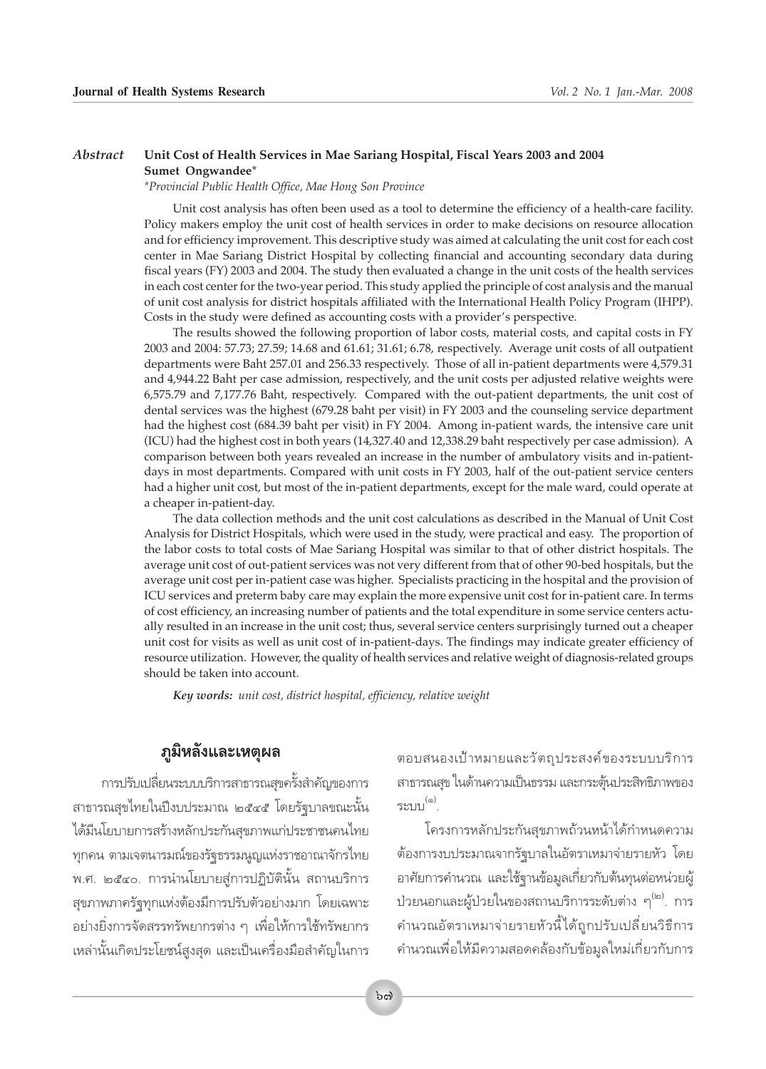*Abstract* **Unit Cost of Health Services in Mae Sariang Hospital, Fiscal Years 2003 and 2004**

**Sumet Ongwandee***

**Provincial Public Health Office, Mae Hong Son Province*

Unit cost analysis has often been used as a tool to determine the efficiency of a health-care facility. Policy makers employ the unit cost of health services in order to make decisions on resource allocation and for efficiency improvement. This descriptive study was aimed at calculating the unit cost for each cost center in Mae Sariang District Hospital by collecting financial and accounting secondary data during fiscal years (FY) 2003 and 2004. The study then evaluated a change in the unit costs of the health services in each cost center for the two-year period. This study applied the principle of cost analysis and the manual of unit cost analysis for district hospitals affiliated with the International Health Policy Program (IHPP). Costs in the study were defined as accounting costs with a provider's perspective.

The results showed the following proportion of labor costs, material costs, and capital costs in FY 2003 and 2004: 57.73; 27.59; 14.68 and 61.61; 31.61; 6.78, respectively. Average unit costs of all outpatient departments were Baht 257.01 and 256.33 respectively. Those of all in-patient departments were 4,579.31 and 4,944.22 Baht per case admission, respectively, and the unit costs per adjusted relative weights were 6,575.79 and 7,177.76 Baht, respectively. Compared with the out-patient departments, the unit cost of dental services was the highest (679.28 baht per visit) in FY 2003 and the counseling service department had the highest cost (684.39 baht per visit) in FY 2004. Among in-patient wards, the intensive care unit (ICU) had the highest cost in both years (14,327.40 and 12,338.29 baht respectively per case admission). A comparison between both years revealed an increase in the number of ambulatory visits and in-patient-days in most departments. Compared with unit costs in FY 2003, half of the out-patient service centers had a higher unit cost, but most of the in-patient departments, except for the male ward, could operate at a cheaper in-patient-day.

The data collection methods and the unit cost calculations as described in the Manual of Unit Cost Analysis for District Hospitals, which were used in the study, were practical and easy. The proportion of the labor costs to total costs of Mae Sariang Hospital was similar to that of other district hospitals. The average unit cost of out-patient services was not very different from that of other 90-bed hospitals, but the average unit cost per in-patient case was higher. Specialists practicing in the hospital and the provision of ICU services and preterm baby care may explain the more expensive unit cost for in-patient care. In terms of cost efficiency, an increasing number of patients and the total expenditure in some service centers actually resulted in an increase in the unit cost; thus, several service centers surprisingly turned out a cheaper unit cost for visits as well as unit cost of in-patient-days. The findings may indicate greater efficiency of resource utilization. However, the quality of health services and relative weight of diagnosis-related groups should be taken into account.

***Key words:*** *unit cost, district hospital, efficiency, relative weight*

## ภูมิหลังและเหตุผล

การปรับเปลี่ยนระบบบริการสาธารณสุขครั้งสำคัญของการสาธารณสุขไทยในปีงบประมาณ ๒๕๔๕ โดยรัฐบาลขณะนั้นได้มีนโยบายการสร้างหลักประกันสุขภาพแก่ประชาชนคนไทยทุกคน ตามเจตนารมณ์ของรัฐธรรมนูญแห่งราชอาณาจักรไทย พ.ศ. ๒๕๔๐. การนำนโยบายสู่การปฏิบัตินั้น สถานบริการสุขภาพภาครัฐทุกแห่งต้องมีการปรับตัวอย่างมาก โดยเฉพาะอย่างยิ่งการจัดสรรทรัพยากรต่าง ๆ เพื่อให้การใช้ทรัพยากรเหล่านั้นเกิดประโยชน์สูงสุด และเป็นเครื่องมือสำคัญในการตอบสนองเป้าหมายและวัตถุประสงค์ของระบบบริการสาธารณสุข ในด้านความเป็นธรรม และกระตุ้นประสิทธิภาพของระบบ[๑].

โครงการหลักประกันสุขภาพถ้วนหน้าได้กำหนดความต้องการงบประมาณจากรัฐบาลในอัตราเหมาจ่ายรายหัว โดยอาศัยการคำนวณ และใช้ฐานข้อมูลเกี่ยวกับต้นทุนต่อหน่วยผู้ป่วยนอกและผู้ป่วยในของสถานบริการระดับต่าง ๆ[๒]. การคำนวณอัตราเหมาจ่ายรายหัวนี้ได้ถูกปรับเปลี่ยนวิธีการคำนวณเพื่อให้มีความสอดคล้องกับข้อมูลใหม่เกี่ยวกับการ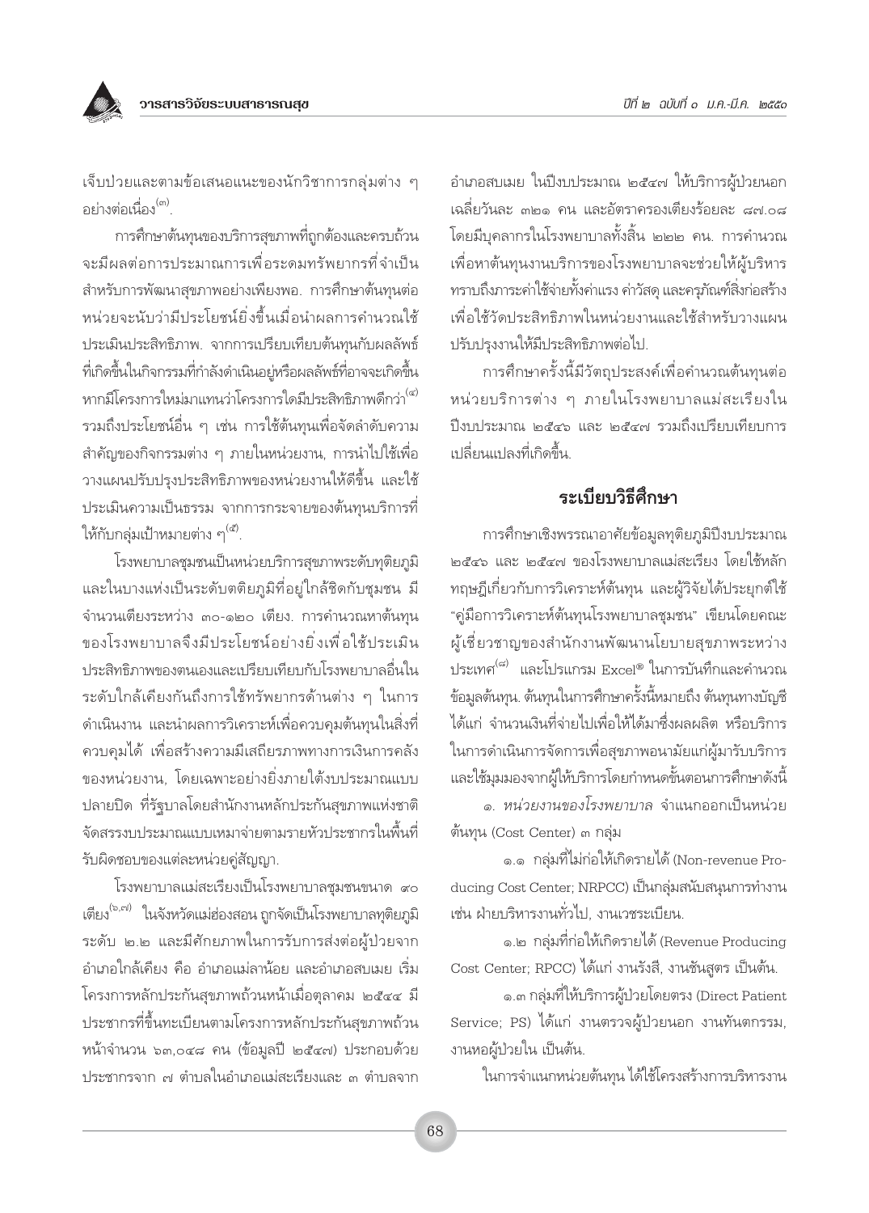เจ็บป่วยและตามข้อเสนอแนะของนักวิชาการกลุ่มต่าง ๆ อย่างต่อเนื่อง[๓].

การศึกษาต้นทุนของบริการสุขภาพที่ถูกต้องและครบถ้วนจะมีผลต่อการประมาณการเพื่อระดมทรัพยากรที่จำเป็นสำหรับการพัฒนาสุขภาพอย่างเพียงพอ. การศึกษาต้นทุนต่อหน่วยจะนับว่ามีประโยชน์ยิ่งขึ้นเมื่อนำผลการคำนวณใช้ประเมินประสิทธิภาพ. จากการเปรียบเทียบต้นทุนกับผลลัพธ์ที่เกิดขึ้นในกิจกรรมที่กำลังดำเนินอยู่หรือผลลัพธ์ที่อาจจะเกิดขึ้นหากมีโครงการใหม่มาแทนว่าโครงการใดมีประสิทธิภาพดีกว่า[๔] รวมถึงประโยชน์อื่น ๆ เช่น การใช้ต้นทุนเพื่อจัดลำดับความสำคัญของกิจกรรมต่าง ๆ ภายในหน่วยงาน, การนำไปใช้เพื่อวางแผนปรับปรุงประสิทธิภาพของหน่วยงานให้ดีขึ้น และใช้ประเมินความเป็นธรรม จากการกระจายของต้นทุนบริการที่ให้กับกลุ่มเป้าหมายต่าง ๆ[๕].

โรงพยาบาลชุมชนเป็นหน่วยบริการสุขภาพระดับทุติยภูมิ และในบางแห่งเป็นระดับตติยภูมิที่อยู่ใกล้ชิดกับชุมชน มีจำนวนเตียงระหว่าง ๓๐-๑๒๐ เตียง. การคำนวณหาต้นทุนของโรงพยาบาลจึงมีประโยชน์อย่างยิ่งเพื่อใช้ประเมินประสิทธิภาพของตนเองและเปรียบเทียบกับโรงพยาบาลอื่นในระดับใกล้เคียงกันถึงการใช้ทรัพยากรด้านต่าง ๆ ในการดำเนินงาน และนำผลการวิเคราะห์เพื่อควบคุมต้นทุนในสิ่งที่ควบคุมได้ เพื่อสร้างความมีเสถียรภาพทางการเงินการคลังของหน่วยงาน, โดยเฉพาะอย่างยิ่งภายใต้งบประมาณแบบปลายปิด ที่รัฐบาลโดยสำนักงานหลักประกันสุขภาพแห่งชาติจัดสรรงบประมาณแบบเหมาจ่ายตามรายหัวประชากรในพื้นที่รับผิดชอบของแต่ละหน่วยคู่สัญญา.

โรงพยาบาลแม่สะเรียงเป็นโรงพยาบาลชุมชนขนาด ๙๐ เตียง[๖,๗] ในจังหวัดแม่ฮ่องสอน ถูกจัดเป็นโรงพยาบาลทุติยภูมิระดับ ๒.๒ และมีศักยภาพในการรับการส่งต่อผู้ป่วยจากอำเภอใกล้เคียง คือ อำเภอแม่ลาน้อย และอำเภอสบเมย เริ่มโครงการหลักประกันสุขภาพถ้วนหน้าเมื่อตุลาคม ๒๕๔๔ มีประชากรที่ขึ้นทะเบียนตามโครงการหลักประกันสุขภาพถ้วนหน้าจำนวน ๖๓,๐๔๘ คน (ข้อมูลปี ๒๕๔๗) ประกอบด้วยประชากรจาก ๗ ตำบลในอำเภอแม่สะเรียงและ ๓ ตำบลจากอำเภอสบเมย ในปีงบประมาณ ๒๕๔๗ ให้บริการผู้ป่วยนอกเฉลี่ยวันละ ๓๒๑ คน และอัตราครองเตียงร้อยละ ๘๗.๐๘ โดยมีบุคลากรในโรงพยาบาลทั้งสิ้น ๒๒๒ คน. การคำนวณเพื่อหาต้นทุนงานบริการของโรงพยาบาลจะช่วยให้ผู้บริหารทราบถึงภาระค่าใช้จ่ายทั้งค่าแรง ค่าวัสดุ และครุภัณฑ์สิ่งก่อสร้าง เพื่อใช้วัดประสิทธิภาพในหน่วยงานและใช้สำหรับวางแผนปรับปรุงงานให้มีประสิทธิภาพต่อไป.

การศึกษาครั้งนี้มีวัตถุประสงค์เพื่อคำนวณต้นทุนต่อหน่วยบริการต่าง ๆ ภายในโรงพยาบาลแม่สะเรียงในปีงบประมาณ ๒๕๔๖ และ ๒๕๔๗ รวมถึงเปรียบเทียบการเปลี่ยนแปลงที่เกิดขึ้น.

## ระเบียบวิธีศึกษา

การศึกษาเชิงพรรณาอาศัยข้อมูลทุติยภูมิปีงบประมาณ ๒๕๔๖ และ ๒๕๔๗ ของโรงพยาบาลแม่สะเรียง โดยใช้หลักทฤษฎีเกี่ยวกับการวิเคราะห์ต้นทุน และผู้วิจัยได้ประยุกต์ใช้ "คู่มือการวิเคราะห์ต้นทุนโรงพยาบาลชุมชน" เขียนโดยคณะผู้เชี่ยวชาญของสำนักงานพัฒนานโยบายสุขภาพระหว่างประเทศ[๘] และโปรแกรม Excel® ในการบันทึกและคำนวณข้อมูลต้นทุน. ต้นทุนในการศึกษาครั้งนี้หมายถึง ต้นทุนทางบัญชี ได้แก่ จำนวนเงินที่จ่ายไปเพื่อให้ได้มาซึ่งผลผลิต หรือบริการในการดำเนินการจัดการเพื่อสุขภาพอนามัยแก่ผู้มารับบริการ และใช้มุมมองจากผู้ให้บริการโดยกำหนดขั้นตอนการศึกษาดังนี้

๑. *หน่วยงานของโรงพยาบาล* จำแนกออกเป็นหน่วยต้นทุน (Cost Center) ๓ กลุ่ม

๑.๑ กลุ่มที่ไม่ก่อให้เกิดรายได้ (Non-revenue Producing Cost Center; NRPCC) เป็นกลุ่มสนับสนุนการทำงาน เช่น ฝ่ายบริหารงานทั่วไป, งานเวชระเบียน.

๑.๒ กลุ่มที่ก่อให้เกิดรายได้ (Revenue Producing Cost Center; RPCC) ได้แก่ งานรังสี, งานชันสูตร เป็นต้น.

๑.๓ กลุ่มที่ให้บริการผู้ป่วยโดยตรง (Direct Patient Service; PS) ได้แก่ งานตรวจผู้ป่วยนอก งานทันตกรรม, งานหอผู้ป่วยใน เป็นต้น.

ในการจำแนกหน่วยต้นทุน ได้ใช้โครงสร้างการบริหารงาน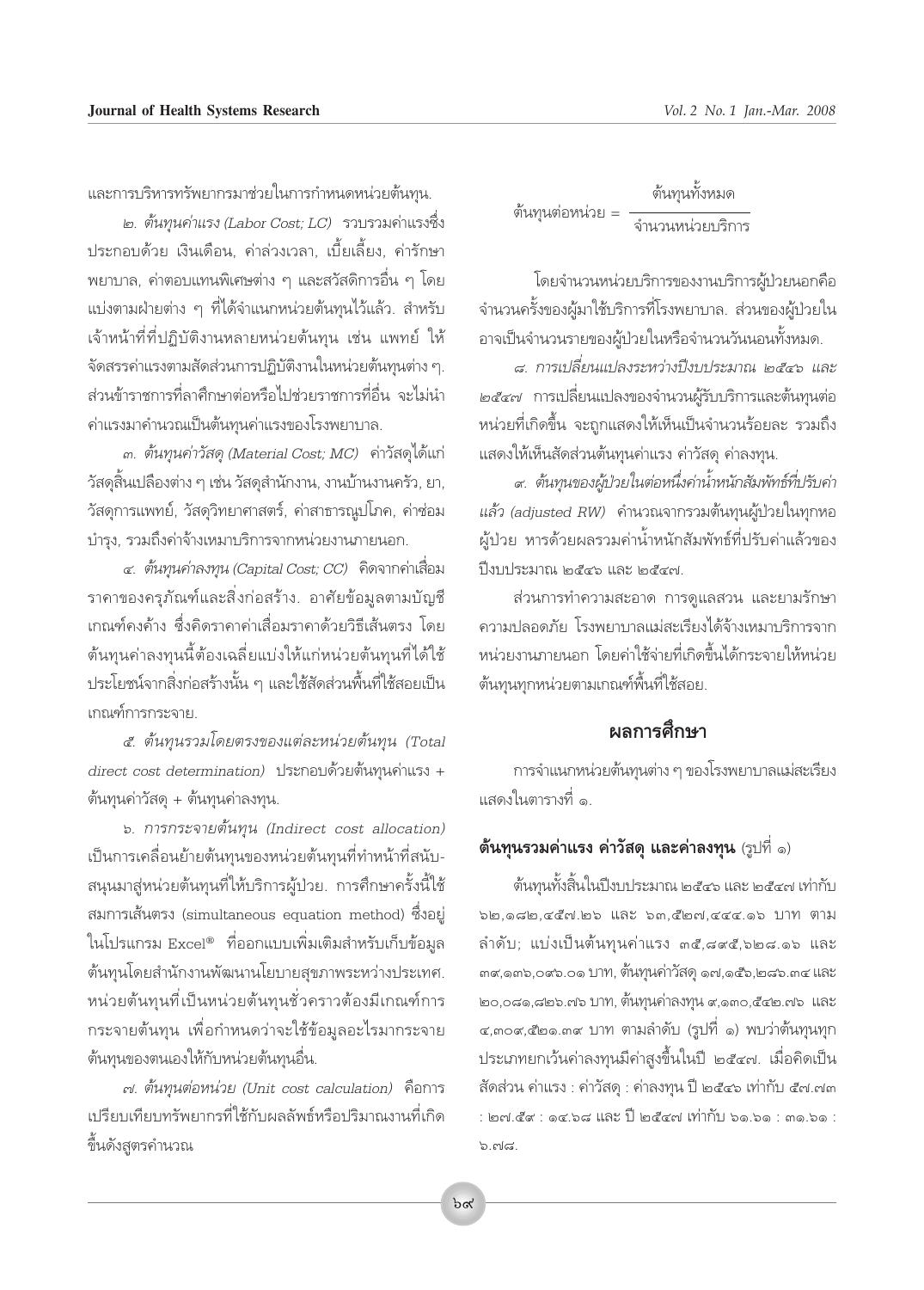และการบริหารทรัพยากรมาช่วยในการกำหนดหน่วยต้นทุน.

๒. *ต้นทุนค่าแรง (Labor Cost; LC)* รวบรวมค่าแรงซึ่งประกอบด้วย เงินเดือน, ค่าล่วงเวลา, เบี้ยเลี้ยง, ค่ารักษาพยาบาล, ค่าตอบแทนพิเศษต่าง ๆ และสวัสดิการอื่น ๆ โดยแบ่งตามฝ่ายต่าง ๆ ที่ได้จำแนกหน่วยต้นทุนไว้แล้ว. สำหรับเจ้าหน้าที่ที่ปฏิบัติงานหลายหน่วยต้นทุน เช่น แพทย์ ให้จัดสรรค่าแรงตามสัดส่วนการปฏิบัติงานในหน่วยต้นทุนต่าง ๆ. ส่วนข้าราชการที่ลาศึกษาต่อหรือไปช่วยราชการที่อื่น จะไม่นำค่าแรงมาคำนวณเป็นต้นทุนค่าแรงของโรงพยาบาล.

๓. *ต้นทุนค่าวัสดุ (Material Cost; MC)* ค่าวัสดุได้แก่ วัสดุสิ้นเปลืองต่าง ๆ เช่น วัสดุสำนักงาน, งานบ้านงานครัว, ยา, วัสดุการแพทย์, วัสดุวิทยาศาสตร์, ค่าสาธารณูปโภค, ค่าซ่อมบำรุง, รวมถึงค่าจ้างเหมาบริการจากหน่วยงานภายนอก.

๔. *ต้นทุนค่าลงทุน (Capital Cost; CC)* คิดจากค่าเสื่อมราคาของครุภัณฑ์และสิ่งก่อสร้าง. อาศัยข้อมูลตามบัญชีเกณฑ์คงค้าง ซึ่งคิดราคาค่าเสื่อมราคาด้วยวิธีเส้นตรง โดยต้นทุนค่าลงทุนนี้ต้องเฉลี่ยแบ่งให้แก่หน่วยต้นทุนที่ได้ใช้ประโยชน์จากสิ่งก่อสร้างนั้น ๆ และใช้สัดส่วนพื้นที่ใช้สอยเป็นเกณฑ์การกระจาย.

๕. *ต้นทุนรวมโดยตรงของแต่ละหน่วยต้นทุน (Total direct cost determination)* ประกอบด้วยต้นทุนค่าแรง + ต้นทุนค่าวัสดุ + ต้นทุนค่าลงทุน.

๖. *การกระจายต้นทุน (Indirect cost allocation)* เป็นการเคลื่อนย้ายต้นทุนของหน่วยต้นทุนที่ทำหน้าที่สนับสนุนมาสู่หน่วยต้นทุนที่ให้บริการผู้ป่วย. การศึกษาครั้งนี้ใช้สมการเส้นตรง (simultaneous equation method) ซึ่งอยู่ในโปรแกรม Excel® ที่ออกแบบเพิ่มเติมสำหรับเก็บข้อมูลต้นทุนโดยสำนักงานพัฒนานโยบายสุขภาพระหว่างประเทศ. หน่วยต้นทุนที่เป็นหน่วยต้นทุนชั่วคราวต้องมีเกณฑ์การกระจายต้นทุน เพื่อกำหนดว่าจะใช้ข้อมูลอะไรมากระจายต้นทุนของตนเองให้กับหน่วยต้นทุนอื่น.

๗. *ต้นทุนต่อหน่วย (Unit cost calculation)* คือการเปรียบเทียบทรัพยากรที่ใช้กับผลลัพธ์หรือปริมาณงานที่เกิดขึ้นดังสูตรคำนวณ

$$\text{ต้นทุนต่อหน่วย} = \frac{\text{ต้นทุนทั้งหมด}}{\text{จำนวนหน่วยบริการ}}$$

โดยจำนวนหน่วยบริการของงานบริการผู้ป่วยนอกคือจำนวนครั้งของผู้มาใช้บริการที่โรงพยาบาล. ส่วนของผู้ป่วยในอาจเป็นจำนวนรายของผู้ป่วยในหรือจำนวนวันนอนทั้งหมด.

๘. *การเปลี่ยนแปลงระหว่างปีงบประมาณ ๒๕๔๖ และ ๒๕๔๗* การเปลี่ยนแปลงของจำนวนผู้รับบริการและต้นทุนต่อหน่วยที่เกิดขึ้น จะถูกแสดงให้เห็นเป็นจำนวนร้อยละ รวมถึงแสดงให้เห็นสัดส่วนต้นทุนค่าแรง ค่าวัสดุ ค่าลงทุน.

๙. *ต้นทุนของผู้ป่วยในต่อหนึ่งค่าน้ำหนักสัมพัทธ์ที่ปรับค่าแล้ว (adjusted RW)* คำนวณจากรวมต้นทุนผู้ป่วยในทุกหอผู้ป่วย หารด้วยผลรวมค่าน้ำหนักสัมพัทธ์ที่ปรับค่าแล้วของปีงบประมาณ ๒๕๔๖ และ ๒๕๔๗.

ส่วนการทำความสะอาด การดูแลสวน และยามรักษาความปลอดภัย โรงพยาบาลแม่สะเรียงได้จ้างเหมาบริการจากหน่วยงานภายนอก โดยค่าใช้จ่ายที่เกิดขึ้นได้กระจายให้หน่วยต้นทุนทุกหน่วยตามเกณฑ์พื้นที่ใช้สอย.

## ผลการศึกษา

การจำแนกหน่วยต้นทุนต่าง ๆ ของโรงพยาบาลแม่สะเรียงแสดงในตารางที่ ๑.

### ต้นทุนรวมค่าแรง ค่าวัสดุ และค่าลงทุน (รูปที่ ๑)

ต้นทุนทั้งสิ้นในปีงบประมาณ ๒๕๔๖ และ ๒๕๔๗ เท่ากับ ๖๒,๑๘๒,๔๕๗.๒๖ และ ๖๓,๕๒๗,๔๔๔.๑๖ บาท ตามลำดับ; แบ่งเป็นต้นทุนค่าแรง ๓๕,๘๙๕,๖๒๘.๑๖ และ ๓๙,๑๓๖,๐๙๖.๐๑ บาท, ต้นทุนค่าวัสดุ ๑๗,๑๕๖,๒๘๖.๓๔ และ ๒๐,๐๘๑,๘๒๖.๗๖ บาท, ต้นทุนค่าลงทุน ๙,๑๓๐,๕๔๒.๗๖ และ ๔,๓๐๙,๕๒๑.๓๙ บาท ตามลำดับ (รูปที่ ๑) พบว่าต้นทุนทุกประเภทยกเว้นค่าลงทุนมีค่าสูงขึ้นในปี ๒๕๔๗. เมื่อคิดเป็นสัดส่วน ค่าแรง : ค่าวัสดุ : ค่าลงทุน ปี ๒๕๔๖ เท่ากับ ๕๗.๗๓ : ๒๗.๕๙ : ๑๔.๖๘ และ ปี ๒๕๔๗ เท่ากับ ๖๑.๖๑ : ๓๑.๖๑ : ๖.๗๘.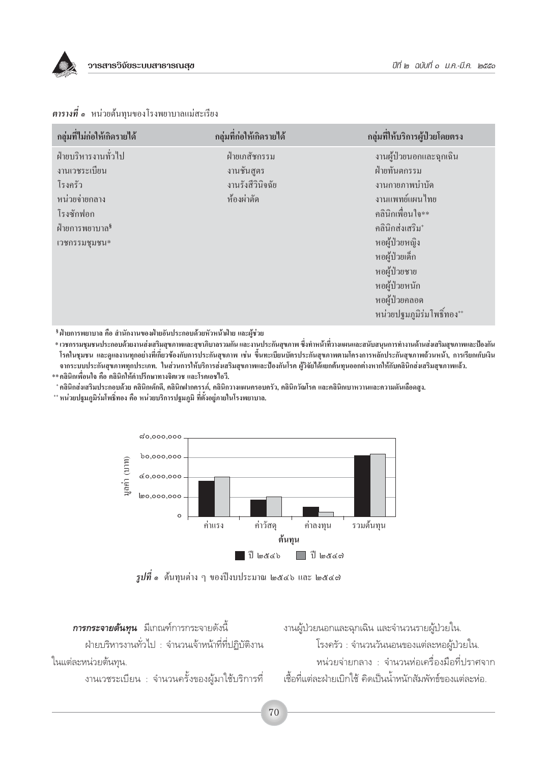***ตารางที่ ๑*** หน่วยต้นทุนของโรงพยาบาลแม่สะเรียง

| กลุ่มที่ไม่ก่อให้เกิดรายได้ | กลุ่มที่ก่อให้เกิดรายได้ | กลุ่มที่ให้บริการผู้ป่วยโดยตรง |
|---|---|---|
| ฝ่ายบริหารงานทั่วไป | ฝ่ายเภสัชกรรม | งานผู้ป่วยนอกและฉุกเฉิน |
| งานเวชระเบียน | งานชันสูตร | ฝ่ายทันตกรรม |
| โรงครัว | งานรังสีวินิจฉัย | งานกายภาพบำบัด |
| หน่วยจ่ายกลาง | ห้องผ่าตัด | งานแพทย์แผนไทย |
| โรงซักฟอก | | คลินิกเพื่อนใจ** |
| ฝ่ายการพยาบาล§ | | คลินิกส่งเสริม+ |
| เวชกรรมชุมชน* | | หอผู้ป่วยหญิง |
| | | หอผู้ป่วยเด็ก |
| | | หอผู้ป่วยชาย |
| | | หอผู้ป่วยหนัก |
| | | หอผู้ป่วยคลอด |
| | | หน่วยปฐมภูมิร่มโพธิ์ทอง++ |

§ ฝ่ายการพยาบาล คือ สำนักงานของฝ่ายอันประกอบด้วยหัวหน้าฝ่าย และผู้ช่วย

\* เวชกรรมชุมชนประกอบด้วยงานส่งเสริมสุขภาพและสุขาภิบาลรวมกัน และงานประกันสุขภาพ ซึ่งทำหน้าที่วางแผนและสนับสนุนการทำงานด้านส่งเสริมสุขภาพและป้องกันโรคในชุมชน และดูแลงานทุกอย่างที่เกี่ยวข้องกับการประกันสุขภาพ เช่น ขึ้นทะเบียนบัตรประกันสุขภาพตามโครงการหลักประกันสุขภาพถ้วนหน้า, การเรียกเก็บเงินจากระบบประกันสุขภาพทุกประเภท. ในส่วนการให้บริการส่งเสริมสุขภาพและป้องกันโรค ผู้วิจัยได้แยกต้นทุนออกต่างหากให้กับคลินิกส่งเสริมสุขภาพแล้ว.

** คลินิกเพื่อนใจ คือ คลินิกให้คำปรึกษาทางจิตเวช และโรคเอชไอวี.

+ คลินิกส่งเสริมประกอบด้วย คลินิกเด็กดี, คลินิกฝากครรภ์, คลินิกวางแผนครอบครัว, คลินิกวัณโรค และคลินิกเบาหวานและความดันเลือดสูง.

++ หน่วยปฐมภูมิร่มโพธิ์ทอง คือ หน่วยบริการปฐมภูมิ ที่ตั้งอยู่ภายในโรงพยาบาล.

***รูปที่ ๑*** ต้นทุนต่าง ๆ ของปีงบประมาณ ๒๕๔๖ และ ๒๕๔๗

***การกระจายต้นทุน*** มีเกณฑ์การกระจายดังนี้

ฝ่ายบริหารงานทั่วไป : จำนวนเจ้าหน้าที่ที่ปฏิบัติงานในแต่ละหน่วยต้นทุน.

งานเวชระเบียน : จำนวนครั้งของผู้มาใช้บริการที่งานผู้ป่วยนอกและฉุกเฉิน และจำนวนรายผู้ป่วยใน.

โรงครัว : จำนวนวันนอนของแต่ละหอผู้ป่วยใน.

หน่วยจ่ายกลาง : จำนวนห่อเครื่องมือที่ปราศจากเชื้อที่แต่ละฝ่ายเบิกใช้ คิดเป็นน้ำหนักสัมพัทธ์ของแต่ละห่อ.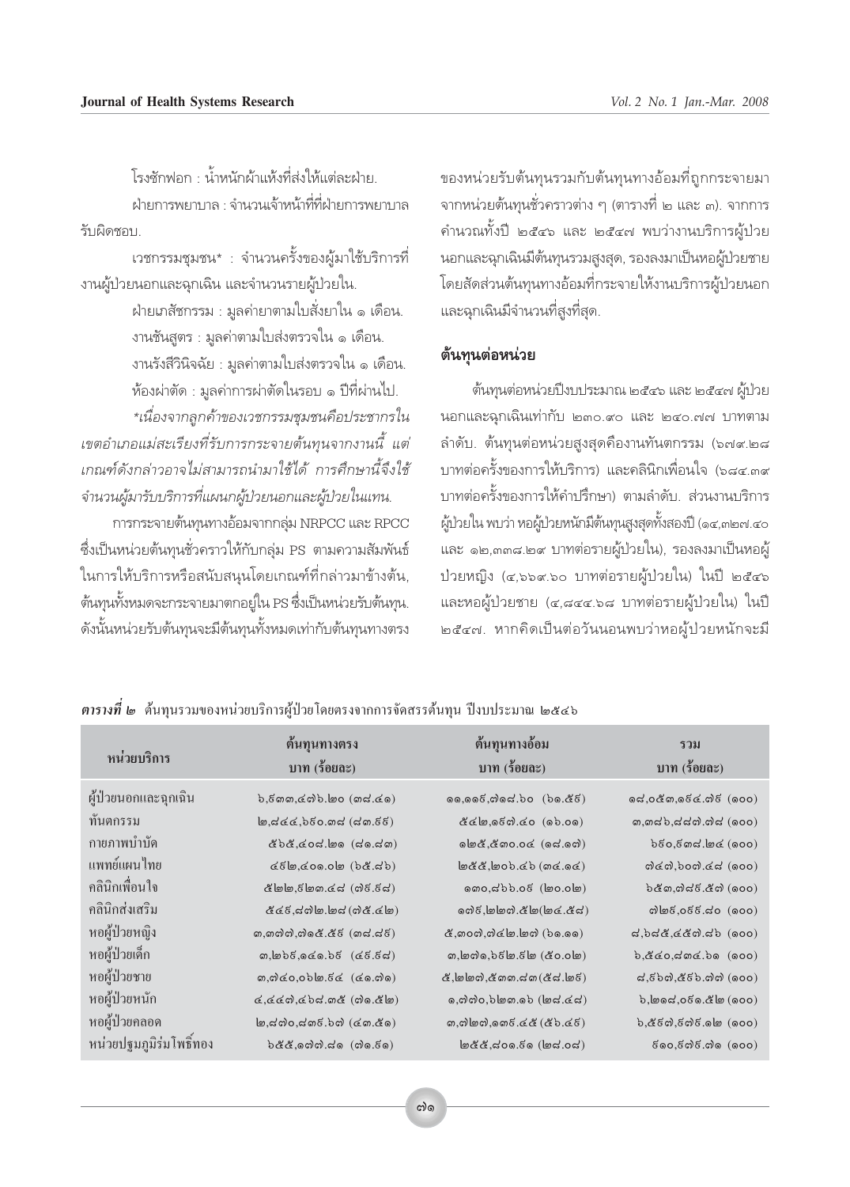โรงซักฟอก : น้ำหนักผ้าแห้งที่ส่งให้แต่ละฝ่าย.

ฝ่ายการพยาบาล : จำนวนเจ้าหน้าที่ที่ฝ่ายการพยาบาลรับผิดชอบ.

เวชกรรมชุมชน* : จำนวนครั้งของผู้มาใช้บริการที่งานผู้ป่วยนอกและฉุกเฉิน และจำนวนรายผู้ป่วยใน.

ฝ่ายเภสัชกรรม : มูลค่ายาตามใบสั่งยาใน ๑ เดือน.

งานชันสูตร : มูลค่าตามใบส่งตรวจใน ๑ เดือน.

งานรังสีวินิจฉัย : มูลค่าตามใบส่งตรวจใน ๑ เดือน.

ห้องผ่าตัด : มูลค่าการผ่าตัดในรอบ ๑ ปีที่ผ่านไป.

*เนื่องจากลูกค้าของเวชกรรมชุมชนคือประชากรในเขตอำเภอแม่สะเรียงที่รับการกระจายต้นทุนจากงานนี้ แต่เกณฑ์ดังกล่าวอาจไม่สามารถนำมาใช้ได้ การศึกษานี้จึงใช้จำนวนผู้มารับบริการที่แผนกผู้ป่วยนอกและผู้ป่วยในแทน.*

การกระจายต้นทุนทางอ้อมจากกลุ่ม NRPCC และ RPCC ซึ่งเป็นหน่วยต้นทุนชั่วคราวให้กับกลุ่ม PS ตามความสัมพันธ์ในการให้บริการหรือสนับสนุนโดยเกณฑ์ที่กล่าวมาข้างต้น, ต้นทุนทั้งหมดจะกระจายมาตกอยู่ใน PS ซึ่งเป็นหน่วยรับต้นทุน. ดังนั้นหน่วยรับต้นทุนจะมีต้นทุนทั้งหมดเท่ากับต้นทุนทางตรงของหน่วยรับต้นทุนรวมกับต้นทุนทางอ้อมที่ถูกกระจายมาจากหน่วยต้นทุนชั่วคราวต่าง ๆ (ตารางที่ ๒ และ ๓). จากการคำนวณทั้งปี ๒๕๔๖ และ ๒๕๔๗ พบว่างานบริการผู้ป่วยนอกและฉุกเฉินมีต้นทุนรวมสูงสุด, รองลงมาเป็นหอผู้ป่วยชาย โดยสัดส่วนต้นทุนทางอ้อมที่กระจายให้งานบริการผู้ป่วยนอกและฉุกเฉินมีจำนวนที่สูงที่สุด.

## ต้นทุนต่อหน่วย

ต้นทุนต่อหน่วยปีงบประมาณ ๒๕๔๖ และ ๒๕๔๗ ผู้ป่วยนอกและฉุกเฉินเท่ากับ ๒๓๐.๙๐ และ ๒๔๐.๗๗ บาทตามลำดับ. ต้นทุนต่อหน่วยสูงสุดคืองานทันตกรรม (๖๗๙.๒๘ บาทต่อครั้งของการให้บริการ) และคลินิกเพื่อนใจ (๖๘๔.๓๙ บาทต่อครั้งของการให้คำปรึกษา) ตามลำดับ. ส่วนงานบริการผู้ป่วยใน พบว่า หอผู้ป่วยหนักมีต้นทุนสูงสุดทั้งสองปี (๑๔,๓๒๗.๔๐ และ ๑๒,๓๓๘.๒๙ บาทต่อรายผู้ป่วยใน), รองลงมาเป็นหอผู้ป่วยหญิง (๔,๖๖๙.๖๐ บาทต่อรายผู้ป่วยใน) ในปี ๒๕๔๖ และหอผู้ป่วยชาย (๔,๘๔๔.๖๘ บาทต่อรายผู้ป่วยใน) ในปี ๒๕๔๗. หากคิดเป็นต่อวันนอนพบว่าหอผู้ป่วยหนักจะมี

***ตารางที่ ๒*** ต้นทุนรวมของหน่วยบริการผู้ป่วยโดยตรงจากการจัดสรรต้นทุน ปีงบประมาณ ๒๕๔๖

| หน่วยบริการ | ต้นทุนทางตรง บาท (ร้อยละ) | ต้นทุนทางอ้อม บาท (ร้อยละ) | รวม บาท (ร้อยละ) |
|---|---|---|---|
| ผู้ป่วยนอกและฉุกเฉิน | ๖,๕๓๓,๔๗๖.๒๐ (๓๘.๔๑) | ๑๑,๑๑๙,๗๑๘.๖๐ (๖๑.๕๙) | ๑๘,๐๕๓,๑๙๔.๗๙ (๑๐๐) |
| ทันตกรรม | ๒,๘๔๔,๖๙๐.๓๘ (๘๓.๖๖) | ๕๔๒,๑๙๗.๔๐ (๑๖.๐๑) | ๓,๓๘๖,๘๘๗.๗๘ (๑๐๐) |
| กายภาพบำบัด | ๕๖๕,๔๐๘.๒๑ (๘๑.๘๓) | ๑๒๕,๕๓๐.๐๔ (๑๘.๑๗) | ๖๙๐,๙๓๘.๒๔ (๑๐๐) |
| แพทย์แผนไทย | ๔๙๒,๔๐๑.๐๒ (๖๕.๘๖) | ๒๕๕,๒๐๖.๔๖ (๓๔.๑๔) | ๗๔๗,๖๐๗.๔๘ (๑๐๐) |
| คลินิกเพื่อนใจ | ๕๒๒,๖๒๓.๔๘ (๗๙.๖๘) | ๑๓๐,๘๖๖.๐๖ (๒๐.๐๒) | ๖๕๓,๗๘๙.๕๗ (๑๐๐) |
| คลินิกส่งเสริม | ๕๔๖,๘๗๒.๒๘ (๗๕.๔๒) | ๑๗๙,๒๒๗.๕๒ (๒๔.๕๘) | ๗๒๖,๐๙๙.๘๐ (๑๐๐) |
| หอผู้ป่วยหญิง | ๓,๓๗๗,๗๑๕.๕๙ (๓๘.๘๙) | ๕,๓๐๗,๗๔๒.๒๗ (๖๑.๑๑) | ๘,๖๘๕,๔๕๗.๘๖ (๑๐๐) |
| หอผู้ป่วยเด็ก | ๓,๒๖๙,๑๔๑.๖๙ (๔๙.๙๘) | ๓,๒๗๑,๖๙๒.๙๒ (๕๐.๐๒) | ๖,๕๔๐,๘๓๔.๖๑ (๑๐๐) |
| หอผู้ป่วยชาย | ๓,๗๔๐,๐๖๒.๙๔ (๔๑.๗๑) | ๕,๒๒๗,๕๓๓.๘๓ (๕๘.๒๙) | ๘,๙๖๗,๕๙๖.๗๗ (๑๐๐) |
| หอผู้ป่วยหนัก | ๔,๔๔๗,๔๖๘.๓๕ (๗๑.๕๒) | ๑,๗๗๐,๖๒๓.๑๖ (๒๘.๔๘) | ๖,๒๑๘,๐๙๑.๕๒ (๑๐๐) |
| หอผู้ป่วยคลอด | ๒,๘๓๐,๘๓๙.๖๗ (๔๓.๕๑) | ๓,๗๒๗,๑๓๙.๔๕ (๕๖.๔๙) | ๖,๕๕๗,๙๗๙.๑๒ (๑๐๐) |
| หน่วยปฐมภูมิริมโพธิ์ทอง | ๖๕๕,๑๗๗.๘๑ (๗๑.๙๑) | ๒๕๕,๘๐๑.๙๑ (๒๘.๐๘) | ๙๑๐,๙๗๙.๗๑ (๑๐๐) |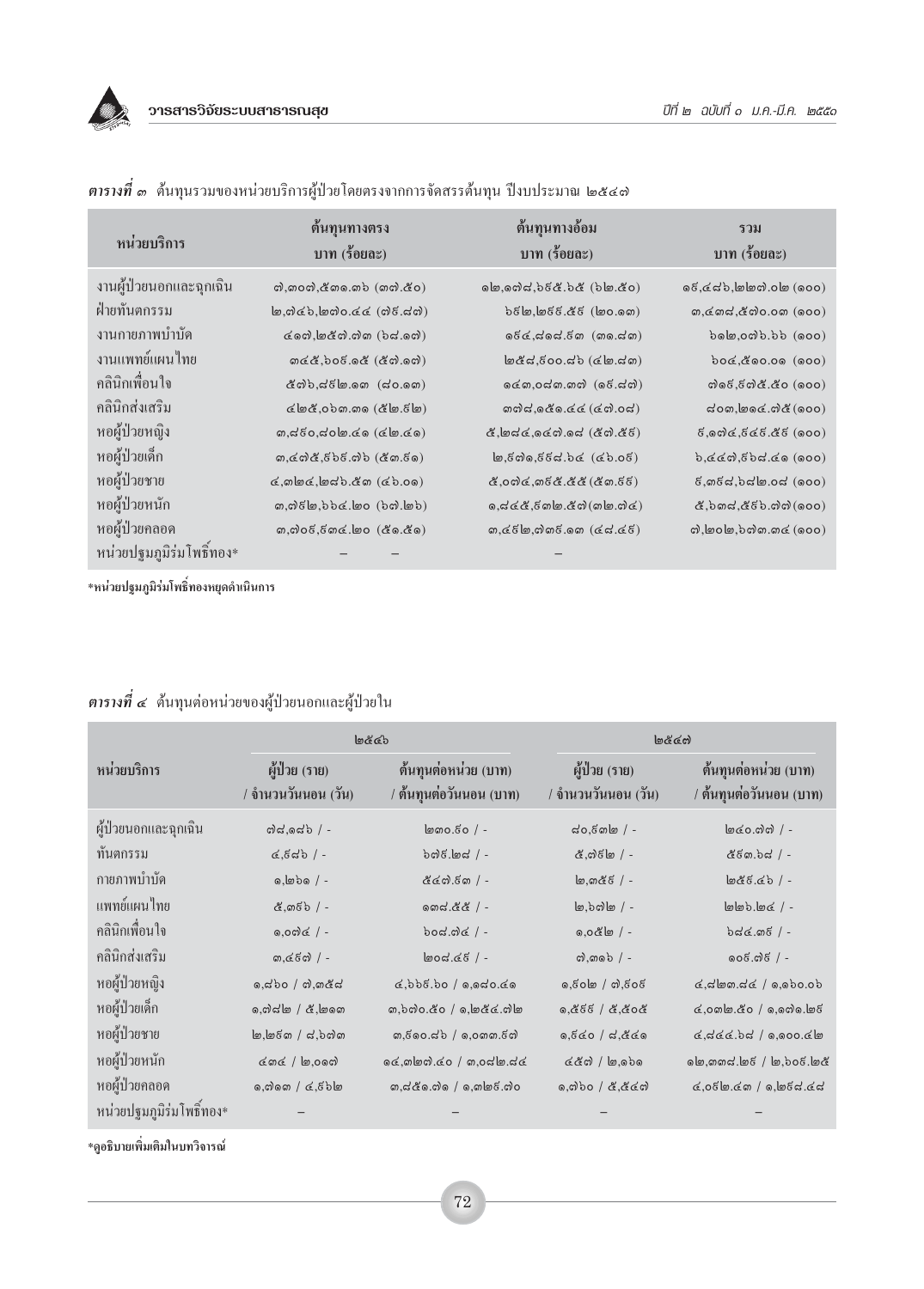***ตารางที่ ๓*** ต้นทุนรวมของหน่วยบริการผู้ป่วยโดยตรงจากการจัดสรรต้นทุน ปีงบประมาณ ๒๕๔๗

| หน่วยบริการ | ต้นทุนทางตรง บาท (ร้อยละ) | ต้นทุนทางอ้อม บาท (ร้อยละ) | รวม บาท (ร้อยละ) |
|---|---|---|---|
| งานผู้ป่วยนอกและฉุกเฉิน | ๗,๓๐๗,๕๓๑.๓๖ (๓๗.๕๐) | ๑๒,๑๗๘,๖๙๕.๖๕ (๖๒.๕๐) | ๑๙,๔๘๖,๒๒๗.๐๒ (๑๐๐) |
| ฝ่ายทันตกรรม | ๒,๗๔๖,๒๗๐.๔๔ (๗๙.๘๗) | ๖๙๒,๒๙๙.๕๙ (๒๐.๑๓) | ๓,๔๓๘,๕๗๐.๐๓ (๑๐๐) |
| งานกายภาพบำบัด | ๔๑๗,๒๕๗.๗๓ (๖๘.๑๗) | ๑๙๔,๘๑๘.๙๓ (๓๑.๘๓) | ๖๑๒,๐๗๖.๖๖ (๑๐๐) |
| งานแพทย์แผนไทย | ๓๔๕,๖๐๙.๑๕ (๕๗.๑๗) | ๒๕๘,๙๐๐.๘๖ (๔๒.๘๓) | ๖๐๔,๕๑๐.๐๑ (๑๐๐) |
| คลินิกเพื่อนใจ | ๕๗๖,๘๙๒.๑๓ (๘๐.๑๓) | ๑๔๓,๐๘๓.๓๗ (๑๙.๘๗) | ๗๑๙,๙๗๕.๕๐ (๑๐๐) |
| คลินิกส่งเสริม | ๔๒๕,๐๖๓.๓๑ (๕๒.๙๒) | ๓๗๘,๑๕๑.๔๔ (๔๗.๐๘) | ๘๐๓,๒๑๔.๗๕ (๑๐๐) |
| หอผู้ป่วยหญิง | ๓,๘๒๐,๘๐๒.๔๑ (๔๒.๔๑) | ๕,๒๘๔,๑๔๗.๑๘ (๕๗.๕๙) | ๙,๑๐๔,๙๔๙.๕๙ (๑๐๐) |
| หอผู้ป่วยเด็ก | ๓,๔๗๕,๙๖๙.๗๖ (๕๓.๙๑) | ๒,๙๗๑,๙๙๘.๖๔ (๔๖.๐๙) | ๖,๔๔๗,๙๖๘.๔๑ (๑๐๐) |
| หอผู้ป่วยชาย | ๔,๓๒๔,๒๘๖.๕๓ (๔๖.๐๑) | ๕,๐๗๔,๓๙๕.๕๕ (๕๓.๙๙) | ๙,๓๙๘,๖๘๒.๐๘ (๑๐๐) |
| หอผู้ป่วยหนัก | ๓,๗๙๒,๖๖๔.๒๐ (๖๗.๒๖) | ๑,๘๔๕,๙๓๒.๕๗ (๓๒.๗๔) | ๕,๖๓๘,๕๙๖.๗๗ (๑๐๐) |
| หอผู้ป่วยคลอด | ๓,๗๐๙,๙๓๔.๒๐ (๕๑.๕๑) | ๓,๔๙๒,๗๓๙.๑๓ (๔๘.๔๙) | ๗,๒๐๒,๖๗๓.๓๔ (๑๐๐) |
| หน่วยปฐมภูมิร่มโพธิ์ทอง* | – | – | |

*หน่วยปฐมภูมิร่มโพธิ์ทองหยุดดำเนินการ

***ตารางที่ ๔*** ต้นทุนต่อหน่วยของผู้ป่วยนอกและผู้ป่วยใน

| หน่วยบริการ | ๒๕๔๖ | | ๒๕๔๗ | |
|---|---|---|---|---|
| | ผู้ป่วย (ราย) / จำนวนวันนอน (วัน) | ต้นทุนต่อหน่วย (บาท) / ต้นทุนต่อวันนอน (บาท) | ผู้ป่วย (ราย) / จำนวนวันนอน (วัน) | ต้นทุนต่อหน่วย (บาท) / ต้นทุนต่อวันนอน (บาท) |
| ผู้ป่วยนอกและฉุกเฉิน | ๗๘,๑๘๖ / - | ๒๓๐.๖๐ / - | ๘๐,๖๓๒ / - | ๒๔๐.๗๗ / - |
| ทันตกรรม | ๔,๖๘๖ / - | ๖๗๖.๒๘ / - | ๕,๗๙๒ / - | ๕๙๓.๖๘ / - |
| กายภาพบำบัด | ๑,๒๖๑ / - | ๕๔๗.๖๓ / - | ๒,๓๕๖ / - | ๒๕๙.๔๖ / - |
| แพทย์แผนไทย | ๕,๓๙๖ / - | ๑๓๘.๕๕ / - | ๒,๖๗๒ / - | ๒๒๖.๒๔ / - |
| คลินิกเพื่อนใจ | ๑,๐๗๔ / - | ๖๐๘.๗๔ / - | ๑,๐๕๒ / - | ๖๘๔.๓๙ / - |
| คลินิกส่งเสริม | ๓,๔๙๗ / - | ๒๐๘.๔๙ / - | ๗,๓๑๖ / - | ๑๐๙.๗๙ / - |
| หอผู้ป่วยหญิง | ๑,๘๖๐ / ๗,๓๕๘ | ๔,๖๖๙.๖๐ / ๑,๑๘๐.๔๑ | ๑,๙๐๒ / ๗,๙๐๙ | ๔,๘๒๓.๘๔ / ๑,๑๖๐.๐๖ |
| หอผู้ป่วยเด็ก | ๑,๗๘๒ / ๕,๒๑๓ | ๓,๖๗๐.๕๐ / ๑,๒๕๔.๗๒ | ๑,๕๙๙ / ๕,๕๐๕ | ๔,๐๓๒.๕๐ / ๑,๑๗๑.๒๙ |
| หอผู้ป่วยชาย | ๒,๒๙๓ / ๘,๖๗๓ | ๓,๙๑๐.๘๖ / ๑,๐๓๓.๙๗ | ๑,๙๔๐ / ๘,๕๔๑ | ๔,๘๔๔.๖๘ / ๑,๑๐๐.๔๒ |
| หอผู้ป่วยหนัก | ๔๓๔ / ๒,๐๑๗ | ๑๔,๓๒๗.๔๐ / ๓,๐๘๒.๘๔ | ๔๕๗ / ๒,๑๖๑ | ๑๒,๓๓๘.๒๙ / ๒,๖๐๙.๒๕ |
| หอผู้ป่วยคลอด | ๑,๗๑๓ / ๔,๙๖๒ | ๓,๘๕๑.๗๑ / ๑,๓๒๙.๗๐ | ๑,๗๖๐ / ๕,๕๔๗ | ๔,๐๙๒.๔๓ / ๑,๒๙๘.๔๘ |
| หน่วยปฐมภูมิร่มโพธิ์ทอง* | – | – | – | – |

*ดูอธิบายเพิ่มเติมในบทวิจารณ์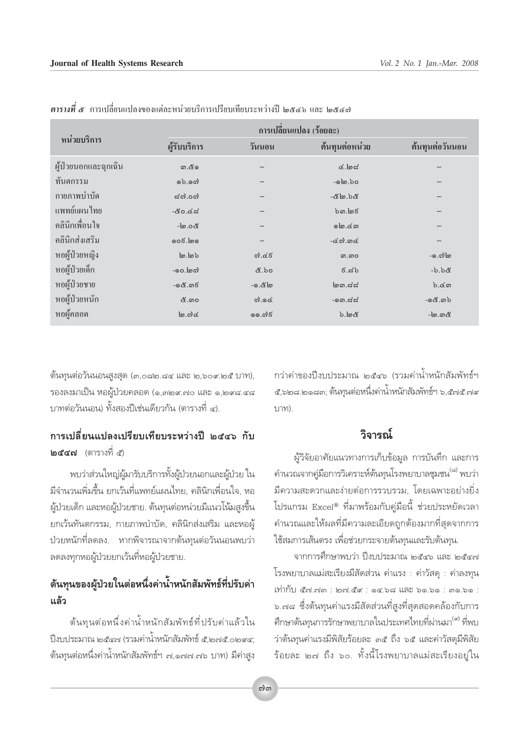*ตารางที่ ๕* การเปลี่ยนแปลงของแต่ละหน่วยบริการเปรียบเทียบระหว่างปี ๒๕๔๖ และ ๒๕๔๗

| หน่วยบริการ | การเปลี่ยนแปลง (ร้อยละ) | | | |
|---|---|---|---|---|
| | ผู้รับบริการ | วันนอน | ต้นทุนต่อหน่วย | ต้นทุนต่อวันนอน |
| ผู้ป่วยนอกและฉุกเฉิน | ๓.๕๑ | – | ๔.๒๘ | – |
| ทันตกรรม | ๑๖.๑๗ | – | -๑๒.๖๐ | – |
| กายภาพบำบัด | ๘๗.๐๗ | – | -๕๒.๖๕ | – |
| แพทย์แผนไทย | -๕๐.๔๘ | – | ๖๓.๒๙ | – |
| คลินิกเพื่อนใจ | -๒๐.๐๕ | – | ๑๒.๔๓ | – |
| คลินิกส่งเสริม | ๑๐๙.๒๑ | – | -๔๗.๓๔ | – |
| หอผู้ป่วยหญิง | ๒.๒๖ | ๗.๔๙ | ๓.๓๐ | -๑.๗๒ |
| หอผู้ป่วยเด็ก | -๑๐.๒๗ | ๕.๖๐ | ๙.๘๖ | -๖.๖๕ |
| หอผู้ป่วยชาย | -๑๕.๓๙ | -๑.๕๒ | ๒๓.๘๘ | ๖.๔๓ |
| หอผู้ป่วยหนัก | ๕.๓๐ | ๗.๑๔ | -๑๓.๘๘ | -๑๕.๓๖ |
| หอผู้คลอด | ๒.๗๔ | ๑๑.๗๙ | ๖.๒๕ | -๒.๓๕ |

ต้นทุนต่อวันนอนสูงสุด (๓,๐๘๒.๘๔ และ ๒,๖๐๙.๒๕ บาท), รองลงมาเป็น หอผู้ป่วยคลอด (๑,๓๒๙.๗๐ และ ๑,๒๙๘.๔๘ บาทต่อวันนอน) ทั้งสองปีเช่นเดียวกัน (ตารางที่ ๔).

## การเปลี่ยนแปลงเปรียบเทียบระหว่างปี ๒๕๔๖ กับ ๒๕๔๗ (ตารางที่ ๕)

พบว่าส่วนใหญ่ผู้มารับบริการทั้งผู้ป่วยนอกและผู้ป่วย ใน มีจำนวนเพิ่มขึ้น ยกเว้นที่แพทย์แผนไทย, คลินิกเพื่อนใจ, หอผู้ป่วยเด็ก และหอผู้ป่วยชาย. ต้นทุนต่อหน่วยมีแนวโน้มสูงขึ้น ยกเว้นทันตกรรม, กายภาพบำบัด, คลินิกส่งเสริม และหอผู้ป่วยหนักที่ลดลง. หากพิจารณาจากต้นทุนต่อวันนอนพบว่า ลดลงทุกหอผู้ป่วยยกเว้นที่หอผู้ป่วยชาย.

## ต้นทุนของผู้ป่วยในต่อหนึ่งค่าน้ำหนักสัมพัทธ์ที่ปรับค่าแล้ว

ต้นทุนต่อหนึ่งค่าน้ำหนักสัมพัทธ์ที่ปรับค่าแล้วในปีงบประมาณ ๒๕๔๗ (รวมค่าน้ำหนักสัมพัทธ์ ๕,๒๗๕.๐๒๙๔; ต้นทุนต่อหนึ่งค่าน้ำหนักสัมพัทธ์ฯ ๗,๑๗๗.๗๖ บาท) มีค่าสูงกว่าค่าของปีงบประมาณ ๒๕๔๖ (รวมค่าน้ำหนักสัมพัทธ์ฯ ๕,๖๒๘.๒๑๘๓; ต้นทุนต่อหนึ่งค่าน้ำหนักสัมพัทธ์ฯ ๖,๕๗๕.๗๙ บาท).

## วิจารณ์

ผู้วิจัยอาศัยแนวทางการเก็บข้อมูล การบันทึก และการคำนวณจากคู่มือการวิเคราะห์ต้นทุนโรงพยาบาลชุมชน[๘] พบว่ามีความสะดวกและง่ายต่อการรวบรวม, โดยเฉพาะอย่างยิ่งโปรแกรม Excel® ที่มาพร้อมกับคู่มือนี้ ช่วยประหยัดเวลาคำนวณและให้ผลที่มีความละเอียดถูกต้องมากที่สุดจากการใช้สมการเส้นตรง เพื่อช่วยกระจายต้นทุนและรับต้นทุน.

จากการศึกษาพบว่า ปีงบประมาณ ๒๕๔๖ และ ๒๕๔๗ โรงพยาบาลแม่สะเรียงมีสัดส่วน ค่าแรง : ค่าวัสดุ : ค่าลงทุน เท่ากับ ๕๗.๗๓ : ๒๗.๕๙ : ๑๔.๖๘ และ ๖๑.๖๑ : ๓๑.๖๑ : ๖.๗๘ ซึ่งต้นทุนค่าแรงมีสัดส่วนที่สูงที่สุดสอดคล้องกับการศึกษาต้นทุนการรักษาพยาบาลในประเทศไทยที่ผ่านมา[๙] ที่พบว่าต้นทุนค่าแรงมีพิสัยร้อยละ ๓๕ ถึง ๖๕ และค่าวัสดุมีพิสัยร้อยละ ๒๗ ถึง ๖๐. ทั้งนี้โรงพยาบาลแม่สะเรียงอยู่ใน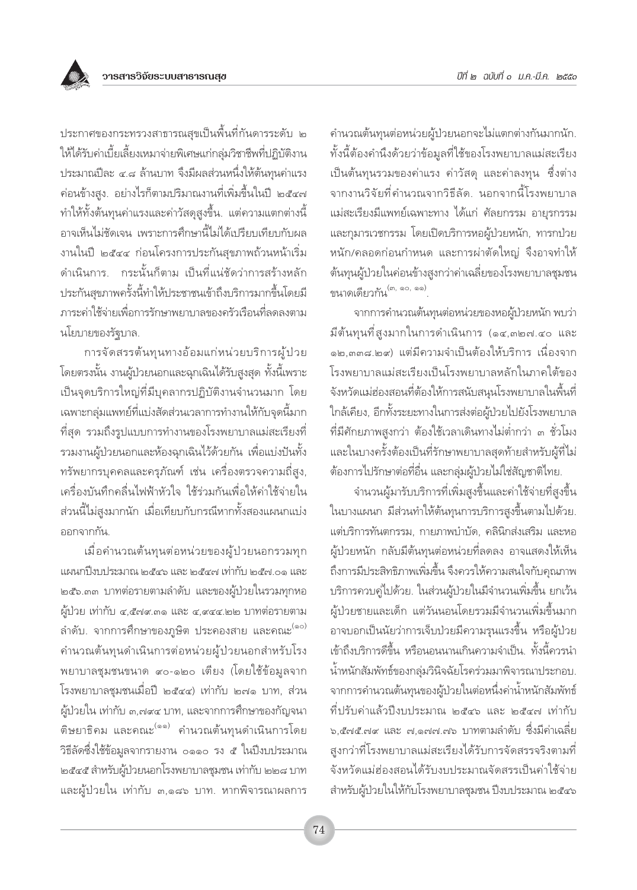ประกาศของกระทรวงสาธารณสุขเป็นพื้นที่กันดารระดับ ๒ ให้ได้รับค่าเบี้ยเลี้ยงเหมาจ่ายพิเศษแก่กลุ่มวิชาชีพที่ปฏิบัติงานประมาณปีละ ๔.๘ ล้านบาท จึงมีผลส่วนหนึ่งให้ต้นทุนค่าแรงค่อนข้างสูง. อย่างไรก็ตามปริมาณงานที่เพิ่มขึ้นในปี ๒๕๔๗ ทำให้ทั้งต้นทุนค่าแรงและค่าวัสดุสูงขึ้น. แต่ความแตกต่างนี้อาจเห็นไม่ชัดเจน เพราะการศึกษานี้ไม่ได้เปรียบเทียบกับผลงานในปี ๒๕๔๔ ก่อนโครงการประกันสุขภาพถ้วนหน้าเริ่มดำเนินการ. กระนั้นก็ตาม เป็นที่แน่ชัดว่าการสร้างหลักประกันสุขภาพครั้งนี้ทำให้ประชาชนเข้าถึงบริการมากขึ้นโดยมีภาระค่าใช้จ่ายเพื่อการรักษาพยาบาลของครัวเรือนที่ลดลงตามนโยบายของรัฐบาล.

การจัดสรรต้นทุนทางอ้อมแก่หน่วยบริการผู้ป่วยโดยตรงนั้น งานผู้ป่วยนอกและฉุกเฉินได้รับสูงสุด ทั้งนี้เพราะเป็นจุดบริการใหญ่ที่มีบุคลากรปฏิบัติงานจำนวนมาก โดยเฉพาะกลุ่มแพทย์ที่แบ่งสัดส่วนเวลาการทำงานให้กับจุดนี้มากที่สุด รวมถึงรูปแบบการทำงานของโรงพยาบาลแม่สะเรียงที่รวมงานผู้ป่วยนอกและห้องฉุกเฉินไว้ด้วยกัน เพื่อแบ่งปันทั้งทรัพยากรบุคคลและครุภัณฑ์ เช่น เครื่องตรวจความถี่สูง, เครื่องบันทึกคลื่นไฟฟ้าหัวใจ ใช้ร่วมกันเพื่อให้ค่าใช้จ่ายในส่วนนี้ไม่สูงมากนัก เมื่อเทียบกับกรณีหากทั้งสองแผนกแบ่งออกจากกัน.

เมื่อคำนวณต้นทุนต่อหน่วยของผู้ป่วยนอกรวมทุกแผนกปีงบประมาณ ๒๕๔๖ และ ๒๕๔๗ เท่ากับ ๒๕๗.๐๑ และ ๒๕๖.๓๓ บาทต่อรายตามลำดับ และของผู้ป่วยในรวมทุกหอผู้ป่วย เท่ากับ ๔,๕๗๙.๓๑ และ ๔,๙๔๔.๒๒ บาทต่อรายตามลำดับ. จากการศึกษาของภูษิต ประคองสาย และคณะ[๑๐] คำนวณต้นทุนดำเนินการต่อหน่วยผู้ป่วยนอกสำหรับโรงพยาบาลชุมชนขนาด ๙๐-๑๒๐ เตียง (โดยใช้ข้อมูลจากโรงพยาบาลชุมชนเมื่อปี ๒๕๔๔) เท่ากับ ๒๗๑ บาท, ส่วนผู้ป่วยใน เท่ากับ ๓,๗๙๔ บาท, และจากการศึกษาของกัญจนา ติษยาธิคม และคณะ[๑๑] คำนวณต้นทุนดำเนินการโดยวิธีลัดซึ่งใช้ข้อมูลจากรายงาน ๐๑๑๐ รง ๕ ในปีงบประมาณ ๒๕๔๕ สำหรับผู้ป่วยนอกโรงพยาบาลชุมชน เท่ากับ ๒๒๘ บาท และผู้ป่วยใน เท่ากับ ๓,๑๘๖ บาท. หากพิจารณาผลการคำนวณต้นทุนต่อหน่วยผู้ป่วยนอกจะไม่แตกต่างกันมากนัก. ทั้งนี้ต้องคำนึงด้วยว่าข้อมูลที่ใช้ของโรงพยาบาลแม่สะเรียงเป็นต้นทุนรวมของค่าแรง ค่าวัสดุ และค่าลงทุน ซึ่งต่างจากงานวิจัยที่คำนวณจากวิธีลัด. นอกจากนี้โรงพยาบาลแม่สะเรียงมีแพทย์เฉพาะทาง ได้แก่ ศัลยกรรม อายุรกรรม และกุมารเวชกรรม โดยเปิดบริการหอผู้ป่วยหนัก, ทารกป่วยหนัก/คลอดก่อนกำหนด และการผ่าตัดใหญ่ จึงอาจทำให้ต้นทุนผู้ป่วยในค่อนข้างสูงกว่าค่าเฉลี่ยของโรงพยาบาลชุมชนขนาดเดียวกัน[๓, ๑๐, ๑๑].

จากการคำนวณต้นทุนต่อหน่วยของหอผู้ป่วยหนัก พบว่ามีต้นทุนที่สูงมากในการดำเนินการ (๑๔,๓๒๗.๔๐ และ ๑๒,๓๓๘.๒๙) แต่มีความจำเป็นต้องให้บริการ เนื่องจากโรงพยาบาลแม่สะเรียงเป็นโรงพยาบาลหลักในภาคใต้ของจังหวัดแม่ฮ่องสอนที่ต้องให้การสนับสนุนโรงพยาบาลในพื้นที่ใกล้เคียง, อีกทั้งระยะทางในการส่งต่อผู้ป่วยไปยังโรงพยาบาลที่มีศักยภาพสูงกว่า ต้องใช้เวลาเดินทางไม่ต่ำกว่า ๓ ชั่วโมง และในบางครั้งต้องเป็นที่รักษาพยาบาลสุดท้ายสำหรับผู้ที่ไม่ต้องการไปรักษาต่อที่อื่น และกลุ่มผู้ป่วยไม่ใช่สัญชาติไทย.

จำนวนผู้มารับบริการที่เพิ่มสูงขึ้นและค่าใช้จ่ายที่สูงขึ้นในบางแผนก มีส่วนทำให้ต้นทุนการบริการสูงขึ้นตามไปด้วย. แต่บริการทันตกรรม, กายภาพบำบัด, คลินิกส่งเสริม และหอผู้ป่วยหนัก กลับมีต้นทุนต่อหน่วยที่ลดลง อาจแสดงให้เห็นถึงการมีประสิทธิภาพเพิ่มขึ้น จึงควรให้ความสนใจกับคุณภาพบริการควบคู่ไปด้วย. ในส่วนผู้ป่วยในมีจำนวนเพิ่มขึ้น ยกเว้นผู้ป่วยชายและเด็ก แต่วันนอนโดยรวมมีจำนวนเพิ่มขึ้นมาก อาจบอกเป็นนัยว่าการเจ็บป่วยมีความรุนแรงขึ้น หรือผู้ป่วยเข้าถึงบริการดีขึ้น หรือนอนนานเกินความจำเป็น. ทั้งนี้ควรนำน้ำหนักสัมพัทธ์ของกลุ่มวินิจฉัยโรคร่วมมาพิจารณาประกอบ. จากการคำนวณต้นทุนของผู้ป่วยในต่อหนึ่งค่าน้ำหนักสัมพัทธ์ที่ปรับค่าแล้วปีงบประมาณ ๒๕๔๖ และ ๒๕๔๗ เท่ากับ ๖,๕๗๕.๗๙ และ ๗,๑๗๗.๗๖ บาทตามลำดับ ซึ่งมีค่าเฉลี่ยสูงกว่าที่โรงพยาบาลแม่สะเรียงได้รับการจัดสรรจริงตามที่จังหวัดแม่ฮ่องสอนได้รับงบประมาณจัดสรรเป็นค่าใช้จ่ายสำหรับผู้ป่วยในให้กับโรงพยาบาลชุมชน ปีงบประมาณ ๒๕๔๖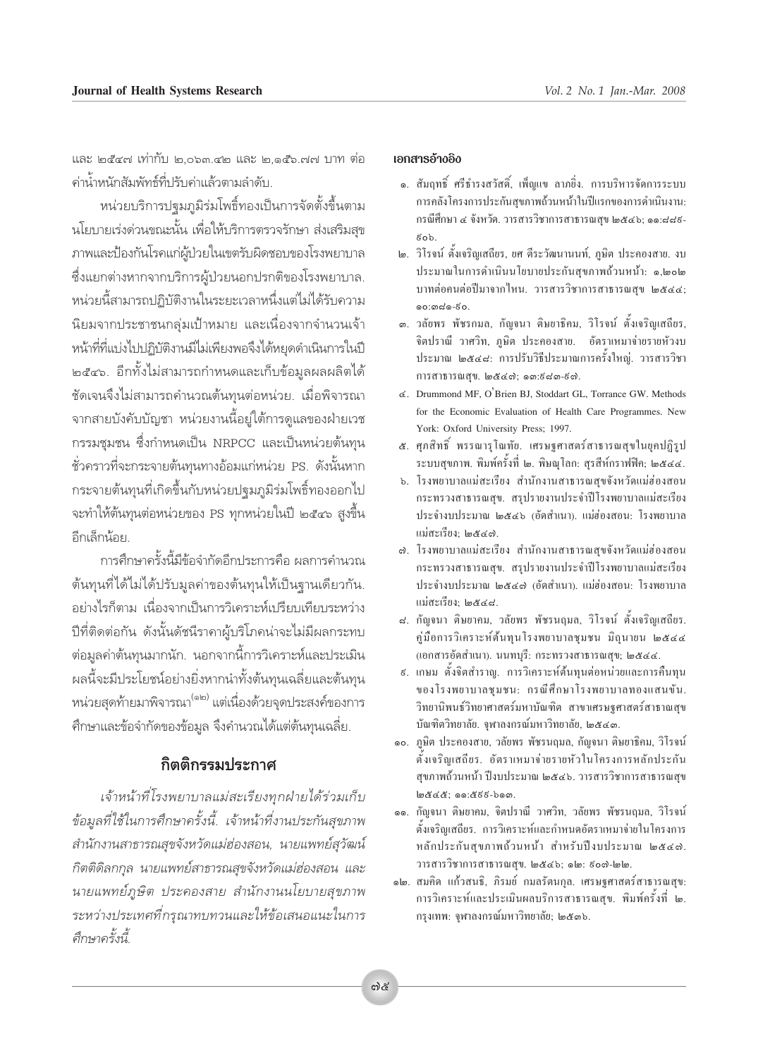และ ๒๕๔๗ เท่ากับ ๒,๐๖๓.๔๒ และ ๒,๑๕๖.๗๗ บาท ต่อค่าน้ำหนักสัมพัทธ์ที่ปรับค่าแล้วตามลำดับ.

หน่วยบริการปฐมภูมิร่มโพธิ์ทองเป็นการจัดตั้งขึ้นตามนโยบายเร่งด่วนขณะนั้น เพื่อให้บริการตรวจรักษา ส่งเสริมสุขภาพและป้องกันโรคแก่ผู้ป่วยในเขตรับผิดชอบของโรงพยาบาล ซึ่งแยกต่างหากจากบริการผู้ป่วยนอกปรกติของโรงพยาบาล. หน่วยนี้สามารถปฏิบัติงานในระยะเวลาหนึ่งแต่ไม่ได้รับความนิยมจากประชาชนกลุ่มเป้าหมาย และเนื่องจากจำนวนเจ้าหน้าที่ที่แบ่งไปปฏิบัติงานมีไม่เพียงพอจึงได้หยุดดำเนินการในปี ๒๕๔๖. อีกทั้งไม่สามารถกำหนดและเก็บข้อมูลผลผลิตได้ชัดเจนจึงไม่สามารถคำนวณต้นทุนต่อหน่วย. เมื่อพิจารณาจากสายบังคับบัญชา หน่วยงานนี้อยู่ใต้การดูแลของฝ่ายเวชกรรมชุมชน ซึ่งกำหนดเป็น NRPCC และเป็นหน่วยต้นทุนชั่วคราวที่จะกระจายต้นทุนทางอ้อมแก่หน่วย PS. ดังนั้นหากกระจายต้นทุนที่เกิดขึ้นกับหน่วยปฐมภูมิร่มโพธิ์ทองออกไปจะทำให้ต้นทุนต่อหน่วยของ PS ทุกหน่วยในปี ๒๕๔๖ สูงขึ้นอีกเล็กน้อย.

การศึกษาครั้งนี้มีข้อจำกัดอีกประการคือ ผลการคำนวณต้นทุนที่ได้ไม่ได้ปรับมูลค่าของต้นทุนให้เป็นฐานเดียวกัน. อย่างไรก็ตาม เนื่องจากเป็นการวิเคราะห์เปรียบเทียบระหว่างปีที่ติดต่อกัน ดังนั้นดัชนีราคาผู้บริโภคน่าจะไม่มีผลกระทบต่อมูลค่าต้นทุนมากนัก. นอกจากนี้การวิเคราะห์และประเมินผลนี้จะมีประโยชน์อย่างยิ่งหากนำทั้งต้นทุนเฉลี่ยและต้นทุนหน่วยสุดท้ายมาพิจารณา[๑๒] แต่เนื่องด้วยจุดประสงค์ของการศึกษาและข้อจำกัดของข้อมูล จึงคำนวณได้แต่ต้นทุนเฉลี่ย.

## กิตติกรรมประกาศ

*เจ้าหน้าที่โรงพยาบาลแม่สะเรียงทุกฝ่ายได้ร่วมเก็บข้อมูลที่ใช้ในการศึกษาครั้งนี้. เจ้าหน้าที่งานประกันสุขภาพ สำนักงานสาธารณสุขจังหวัดแม่ฮ่องสอน, นายแพทย์สุวัฒน์ กิตติดิลกกุล นายแพทย์สาธารณสุขจังหวัดแม่ฮ่องสอน และนายแพทย์ภูษิต ประคองสาย สำนักงานนโยบายสุขภาพระหว่างประเทศที่กรุณาทบทวนและให้ข้อเสนอแนะในการศึกษาครั้งนี้.*

## เอกสารอ้างอิง

๑. สัมฤทธิ์ ศรีธำรงสวัสดิ์, เพ็ญแข ลาภยิ่ง. การบริหารจัดการระบบการคลังโครงการประกันสุขภาพถ้วนหน้าในปีแรกของการดำเนินงาน: กรณีศึกษา ๔ จังหวัด. วารสารวิชาการสาธารณสุข ๒๕๔๖; ๑๑:๘๘๙-๙๐๖.

๒. วิโรจน์ ตั้งเจริญเสถียร, ยศ ตีระวัฒนานนท์, ภูษิต ประคองสาย. งบประมาณในการดำเนินนโยบายประกันสุขภาพถ้วนหน้า: ๑,๒๐๒ บาทต่อคนต่อปีมาจากไหน. วารสารวิชาการสาธารณสุข ๒๕๔๔; ๑๐:๓๘๑-๙๐.

๓. วลัยพร พัชรนฤมล, กัญจนา ติษยาธิคม, วิโรจน์ ตั้งเจริญเสถียร, จิตปราณี วาศวิท, ภูษิต ประคองสาย. อัตราเหมาจ่ายรายหัวงบประมาณ ๒๕๔๘: การปรับวิธีประมาณการครั้งใหญ่. วารสารวิชาการสาธารณสุข. ๒๕๔๗; ๑๓:๘๔๓-๕๗.

๔. Drummond MF, O'Brien BJ, Stoddart GL, Torrance GW. Methods for the Economic Evaluation of Health Care Programmes. New York: Oxford University Press; 1997.

๕. ศุภสิทธิ์ พรรณารุโณทัย. เศรษฐศาสตร์สาธารณสุขในยุคปฏิรูประบบสุขภาพ. พิมพ์ครั้งที่ ๒. พิษณุโลก: สุรสีห์กราฟฟิค; ๒๕๔๔.

๖. โรงพยาบาลแม่สะเรียง สำนักงานสาธารณสุขจังหวัดแม่ฮ่องสอน กระทรวงสาธารณสุข. สรุปรายงานประจำปีโรงพยาบาลแม่สะเรียง ประจำงบประมาณ ๒๕๔๖ (อัดสำเนา). แม่ฮ่องสอน: โรงพยาบาลแม่สะเรียง; ๒๕๔๗.

๗. โรงพยาบาลแม่สะเรียง สำนักงานสาธารณสุขจังหวัดแม่ฮ่องสอน กระทรวงสาธารณสุข. สรุปรายงานประจำปีโรงพยาบาลแม่สะเรียง ประจำงบประมาณ ๒๕๔๗ (อัดสำเนา). แม่ฮ่องสอน: โรงพยาบาลแม่สะเรียง; ๒๕๔๘.

๘. กัญจนา ติษยาคม, วลัยพร พัชรนฤมล, วิโรจน์ ตั้งเจริญเสถียร. คู่มือการวิเคราะห์ต้นทุนโรงพยาบาลชุมชน มิถุนายน ๒๕๔๔ (เอกสารอัดสำเนา). นนทบุรี: กระทรวงสาธารณสุข; ๒๕๔๔.

๙. เกษม ตั้งจิตสำราญ. การวิเคราะห์ต้นทุนต่อหน่วยและการคืนทุนของโรงพยาบาลชุมชน: กรณีศึกษาโรงพยาบาลทองแสนขัน. วิทยานิพนธ์วิทยาศาสตร์มหาบัณฑิต สาขาเศรษฐศาสตร์สาธารณสุข บัณฑิตวิทยาลัย. จุฬาลงกรณ์มหาวิทยาลัย, ๒๕๔๓.

๑๐. ภูษิต ประคองสาย, วลัยพร พัชรนฤมล, กัญจนา ติษยาธิคม, วิโรจน์ ตั้งเจริญเสถียร. อัตราเหมาจ่ายรายหัวในโครงการหลักประกันสุขภาพถ้วนหน้า ปีงบประมาณ ๒๕๔๖. วารสารวิชาการสาธารณสุข ๒๕๔๕; ๑๑:๕๕๕-๖๑๓.

๑๑. กัญจนา ติษยาคม, จิตปราณี วาศวิท, วลัยพร พัชรนฤมล, วิโรจน์ ตั้งเจริญเสถียร. การวิเคราะห์และกำหนดอัตราเหมาจ่ายในโครงการหลักประกันสุขภาพถ้วนหน้า สำหรับปีงบประมาณ ๒๕๔๗. วารสารวิชาการสาธารณสุข. ๒๕๔๖; ๑๒: ๙๐๗-๒๒.

๑๒. สมคิด แก้วสนธิ, ภิรมย์ กมลรัตนกุล. เศรษฐศาสตร์สาธารณสุข: การวิเคราะห์และประเมินผลบริการสาธารณสุข. พิมพ์ครั้งที่ ๒. กรุงเทพ: จุฬาลงกรณ์มหาวิทยาลัย; ๒๕๓๖.